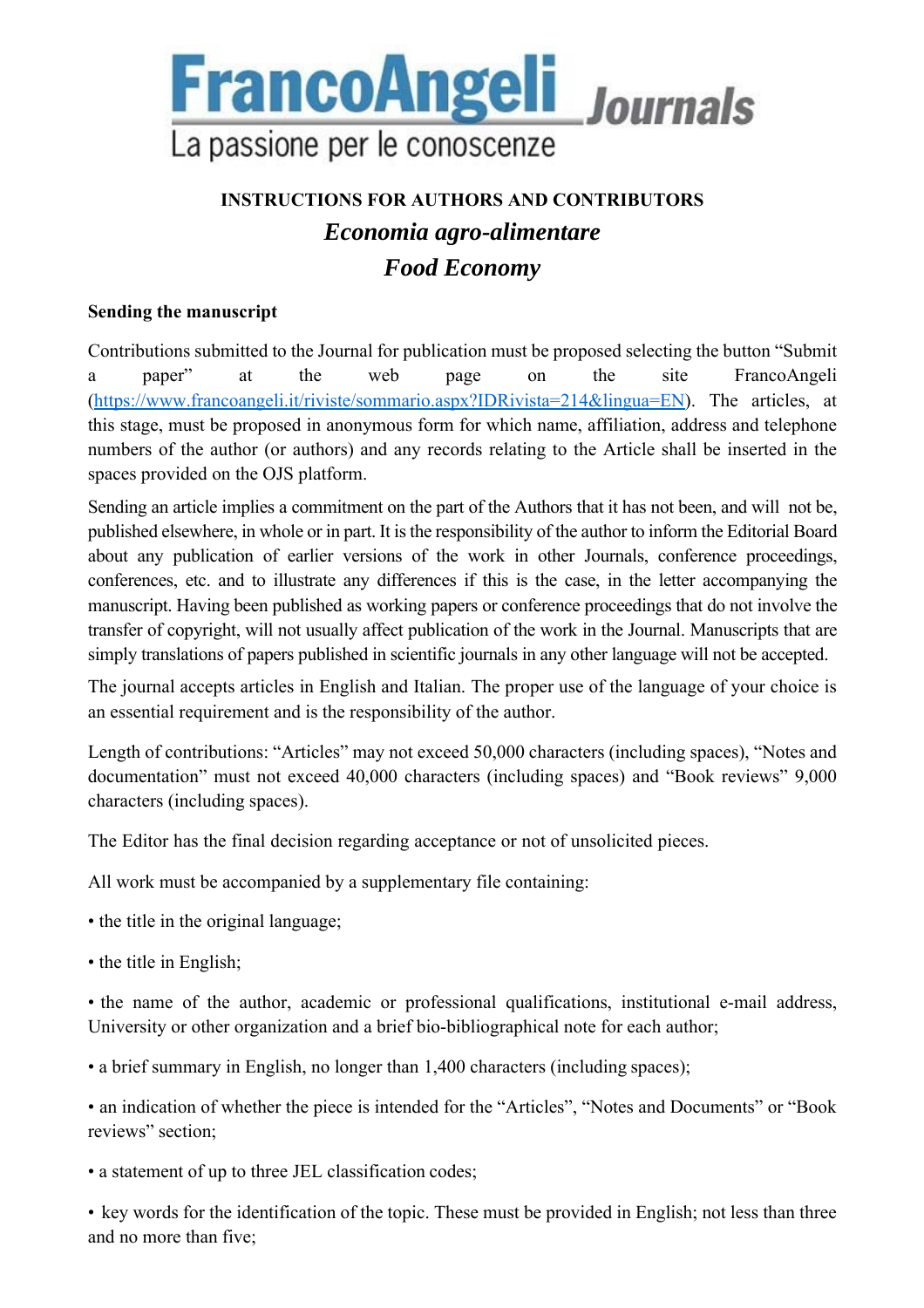FrancoAngeli Journals

La passione per le conoscenze

# INSTRUCTIONS FOR AUTHORS AND CONTRIBUTORS

## *Economia agro-alimentare*

## *Food Economy*

### Sending the manuscript

Contributions submitted to the Journal for publication must be proposed selecting the button "Submit a paper" at the web page on the site FrancoAngeli (https://www.francoangeli.it/riviste/sommario.aspx?IDRivista=214&lingua=EN). The articles, at this stage, must be proposed in anonymous form for which name, affiliation, address and telephone numbers of the author (or authors) and any records relating to the Article shall be inserted in the spaces provided on the OJS platform.

Sending an article implies a commitment on the part of the Authors that it has not been, and will not be, published elsewhere, in whole or in part. It is the responsibility of the author to inform the Editorial Board about any publication of earlier versions of the work in other Journals, conference proceedings, conferences, etc. and to illustrate any differences if this is the case, in the letter accompanying the manuscript. Having been published as working papers or conference proceedings that do not involve the transfer of copyright, will not usually affect publication of the work in the Journal. Manuscripts that are simply translations of papers published in scientific journals in any other language will not be accepted.

The journal accepts articles in English and Italian. The proper use of the language of your choice is an essential requirement and is the responsibility of the author.

Length of contributions: "Articles" may not exceed 50,000 characters (including spaces), "Notes and documentation" must not exceed 40,000 characters (including spaces) and "Book reviews" 9,000 characters (including spaces).

The Editor has the final decision regarding acceptance or not of unsolicited pieces.

All work must be accompanied by a supplementary file containing:

- the title in the original language;
- the title in English;
- the name of the author, academic or professional qualifications, institutional e-mail address, University or other organization and a brief bio-bibliographical note for each author;
- a brief summary in English, no longer than 1,400 characters (including spaces);
- an indication of whether the piece is intended for the "Articles", "Notes and Documents" or "Book reviews" section;
- a statement of up to three JEL classification codes;
- key words for the identification of the topic. These must be provided in English; not less than three and no more than five;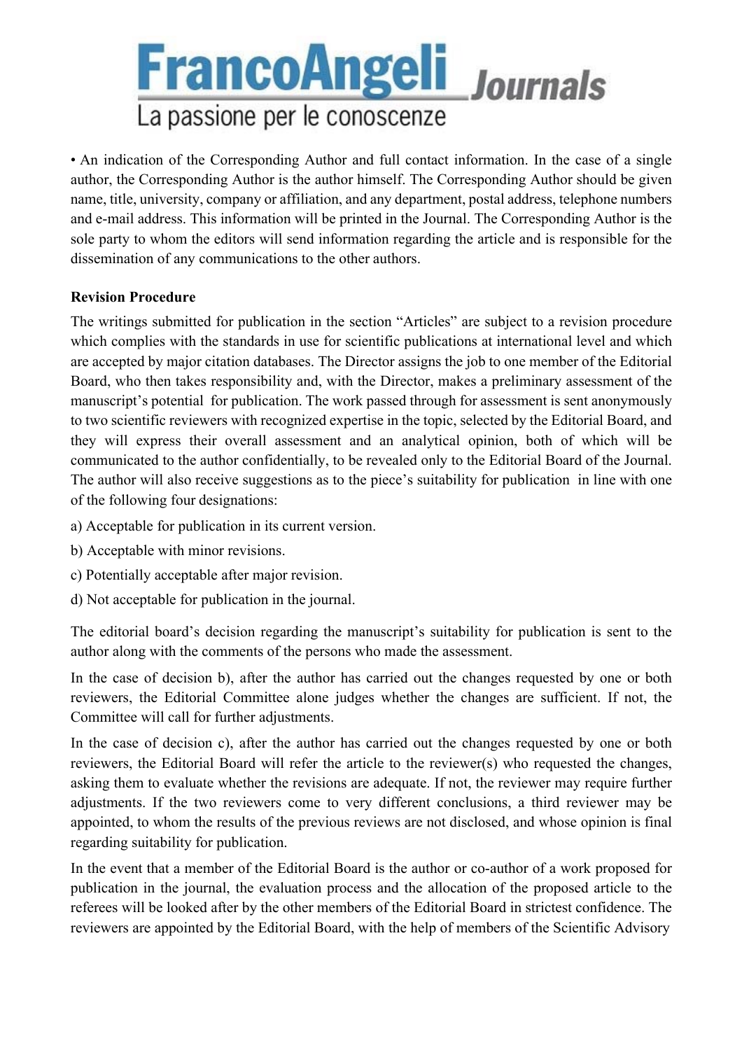• An indication of the Corresponding Author and full contact information. In the case of a single author, the Corresponding Author is the author himself. The Corresponding Author should be given name, title, university, company or affiliation, and any department, postal address, telephone numbers and e-mail address. This information will be printed in the Journal. The Corresponding Author is the sole party to whom the editors will send information regarding the article and is responsible for the dissemination of any communications to the other authors.

**Revision Procedure**

The writings submitted for publication in the section "Articles" are subject to a revision procedure which complies with the standards in use for scientific publications at international level and which are accepted by major citation databases. The Director assigns the job to one member of the Editorial Board, who then takes responsibility and, with the Director, makes a preliminary assessment of the manuscript's potential for publication. The work passed through for assessment is sent anonymously to two scientific reviewers with recognized expertise in the topic, selected by the Editorial Board, and they will express their overall assessment and an analytical opinion, both of which will be communicated to the author confidentially, to be revealed only to the Editorial Board of the Journal. The author will also receive suggestions as to the piece's suitability for publication in line with one of the following four designations:

a) Acceptable for publication in its current version.

b) Acceptable with minor revisions.

c) Potentially acceptable after major revision.

d) Not acceptable for publication in the journal.

The editorial board's decision regarding the manuscript's suitability for publication is sent to the author along with the comments of the persons who made the assessment.

In the case of decision b), after the author has carried out the changes requested by one or both reviewers, the Editorial Committee alone judges whether the changes are sufficient. If not, the Committee will call for further adjustments.

In the case of decision c), after the author has carried out the changes requested by one or both reviewers, the Editorial Board will refer the article to the reviewer(s) who requested the changes, asking them to evaluate whether the revisions are adequate. If not, the reviewer may require further adjustments. If the two reviewers come to very different conclusions, a third reviewer may be appointed, to whom the results of the previous reviews are not disclosed, and whose opinion is final regarding suitability for publication.

In the event that a member of the Editorial Board is the author or co-author of a work proposed for publication in the journal, the evaluation process and the allocation of the proposed article to the referees will be looked after by the other members of the Editorial Board in strictest confidence. The reviewers are appointed by the Editorial Board, with the help of members of the Scientific Advisory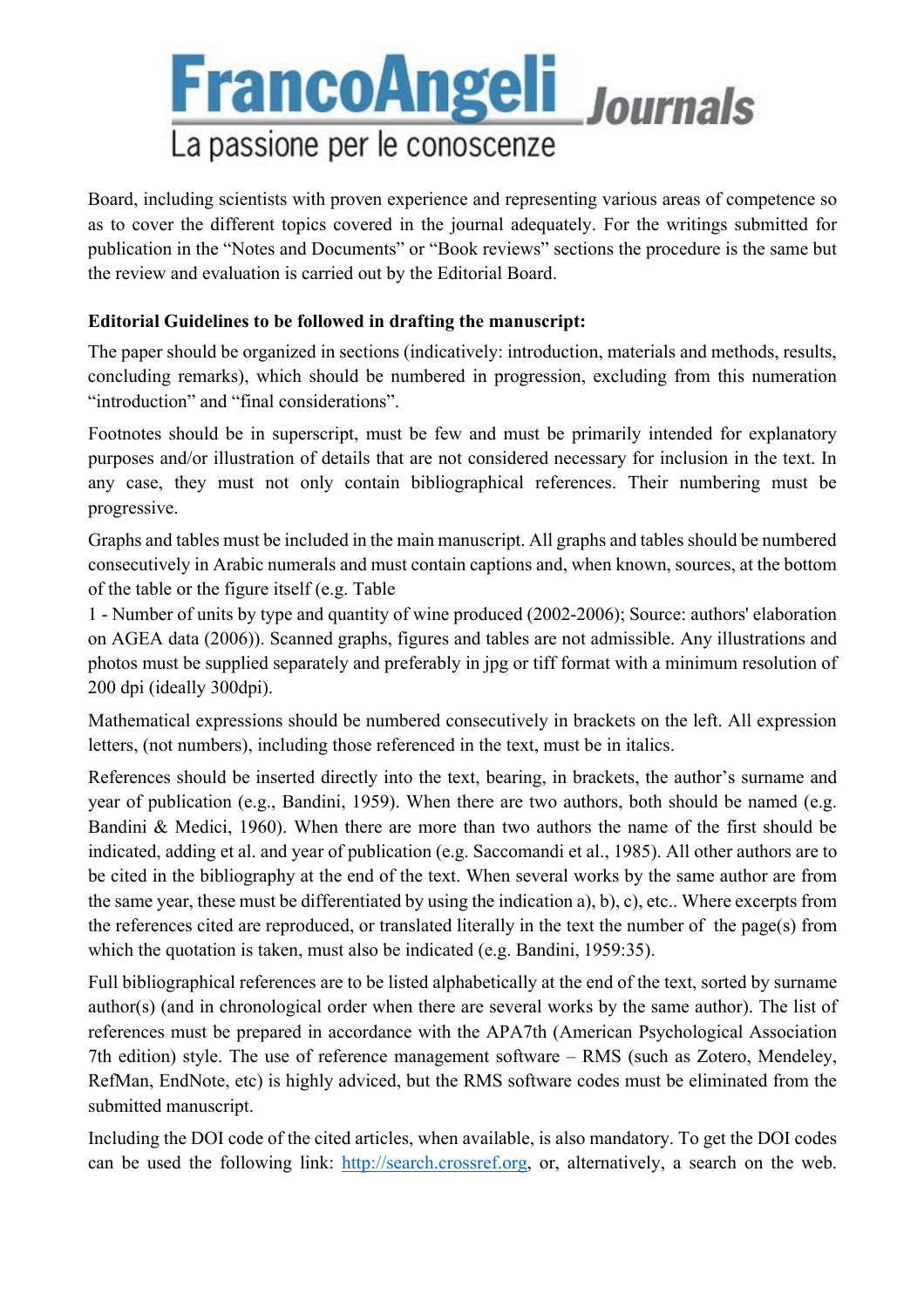Board, including scientists with proven experience and representing various areas of competence so as to cover the different topics covered in the journal adequately. For the writings submitted for publication in the "Notes and Documents" or "Book reviews" sections the procedure is the same but the review and evaluation is carried out by the Editorial Board.

**Editorial Guidelines to be followed in drafting the manuscript:**

The paper should be organized in sections (indicatively: introduction, materials and methods, results, concluding remarks), which should be numbered in progression, excluding from this numeration "introduction" and "final considerations".

Footnotes should be in superscript, must be few and must be primarily intended for explanatory purposes and/or illustration of details that are not considered necessary for inclusion in the text. In any case, they must not only contain bibliographical references. Their numbering must be progressive.

Graphs and tables must be included in the main manuscript. All graphs and tables should be numbered consecutively in Arabic numerals and must contain captions and, when known, sources, at the bottom of the table or the figure itself (e.g. Table 1 - Number of units by type and quantity of wine produced (2002-2006); Source: authors' elaboration on AGEA data (2006)). Scanned graphs, figures and tables are not admissible. Any illustrations and photos must be supplied separately and preferably in jpg or tiff format with a minimum resolution of 200 dpi (ideally 300dpi).

Mathematical expressions should be numbered consecutively in brackets on the left. All expression letters, (not numbers), including those referenced in the text, must be in italics.

References should be inserted directly into the text, bearing, in brackets, the author's surname and year of publication (e.g., Bandini, 1959). When there are two authors, both should be named (e.g. Bandini & Medici, 1960). When there are more than two authors the name of the first should be indicated, adding et al. and year of publication (e.g. Saccomandi et al., 1985). All other authors are to be cited in the bibliography at the end of the text. When several works by the same author are from the same year, these must be differentiated by using the indication a), b), c), etc.. Where excerpts from the references cited are reproduced, or translated literally in the text the number of the page(s) from which the quotation is taken, must also be indicated (e.g. Bandini, 1959:35).

Full bibliographical references are to be listed alphabetically at the end of the text, sorted by surname author(s) (and in chronological order when there are several works by the same author). The list of references must be prepared in accordance with the APA7th (American Psychological Association 7th edition) style. The use of reference management software – RMS (such as Zotero, Mendeley, RefMan, EndNote, etc) is highly adviced, but the RMS software codes must be eliminated from the submitted manuscript.

Including the DOI code of the cited articles, when available, is also mandatory. To get the DOI codes can be used the following link: [http://search.crossref.org](http://search.crossref.org), or, alternatively, a search on the web.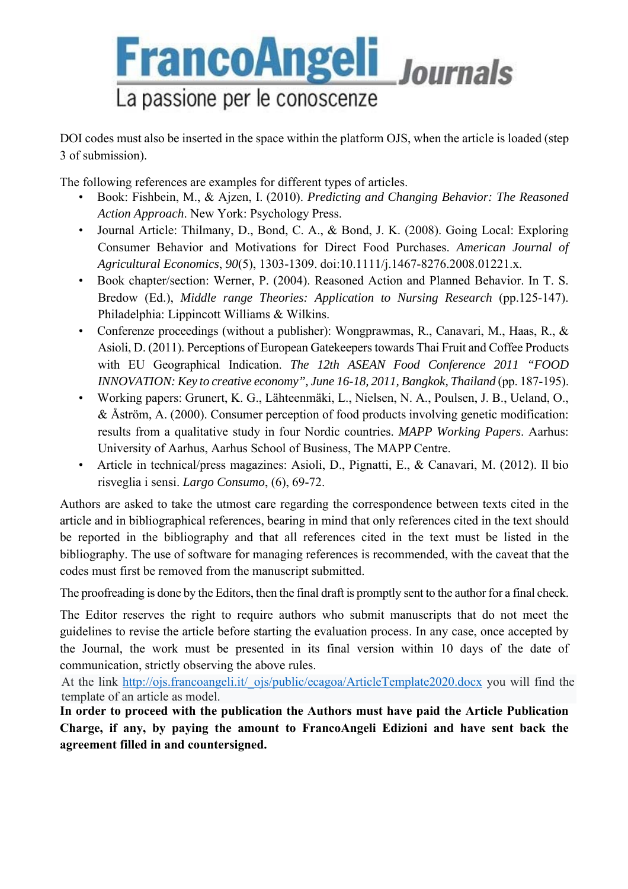DOI codes must also be inserted in the space within the platform OJS, when the article is loaded (step 3 of submission).

The following references are examples for different types of articles.

- Book: Fishbein, M., & Ajzen, I. (2010). *Predicting and Changing Behavior: The Reasoned Action Approach*. New York: Psychology Press.
- Journal Article: Thilmany, D., Bond, C. A., & Bond, J. K. (2008). Going Local: Exploring Consumer Behavior and Motivations for Direct Food Purchases. *American Journal of Agricultural Economics*, *90*(5), 1303-1309. doi:10.1111/j.1467-8276.2008.01221.x.
- Book chapter/section: Werner, P. (2004). Reasoned Action and Planned Behavior. In T. S. Bredow (Ed.), *Middle range Theories: Application to Nursing Research* (pp.125-147). Philadelphia: Lippincott Williams & Wilkins.
- Conferenze proceedings (without a publisher): Wongprawmas, R., Canavari, M., Haas, R., & Asioli, D. (2011). Perceptions of European Gatekeepers towards Thai Fruit and Coffee Products with EU Geographical Indication. *The 12th ASEAN Food Conference 2011 "FOOD INNOVATION: Key to creative economy", June 16-18, 2011, Bangkok, Thailand* (pp. 187-195).
- Working papers: Grunert, K. G., Lähteenmäki, L., Nielsen, N. A., Poulsen, J. B., Ueland, O., & Åström, A. (2000). Consumer perception of food products involving genetic modification: results from a qualitative study in four Nordic countries. *MAPP Working Papers*. Aarhus: University of Aarhus, Aarhus School of Business, The MAPP Centre.
- Article in technical/press magazines: Asioli, D., Pignatti, E., & Canavari, M. (2012). Il bio risveglia i sensi. *Largo Consumo*, (6), 69-72.

Authors are asked to take the utmost care regarding the correspondence between texts cited in the article and in bibliographical references, bearing in mind that only references cited in the text should be reported in the bibliography and that all references cited in the text must be listed in the bibliography. The use of software for managing references is recommended, with the caveat that the codes must first be removed from the manuscript submitted.

The proofreading is done by the Editors, then the final draft is promptly sent to the author for a final check.

The Editor reserves the right to require authors who submit manuscripts that do not meet the guidelines to revise the article before starting the evaluation process. In any case, once accepted by the Journal, the work must be presented in its final version within 10 days of the date of communication, strictly observing the above rules.

At the link http://ojs.francoangeli.it/_ojs/public/ecagoa/ArticleTemplate2020.docx you will find the template of an article as model.

**In order to proceed with the publication the Authors must have paid the Article Publication Charge, if any, by paying the amount to FrancoAngeli Edizioni and have sent back the agreement filled in and countersigned.**